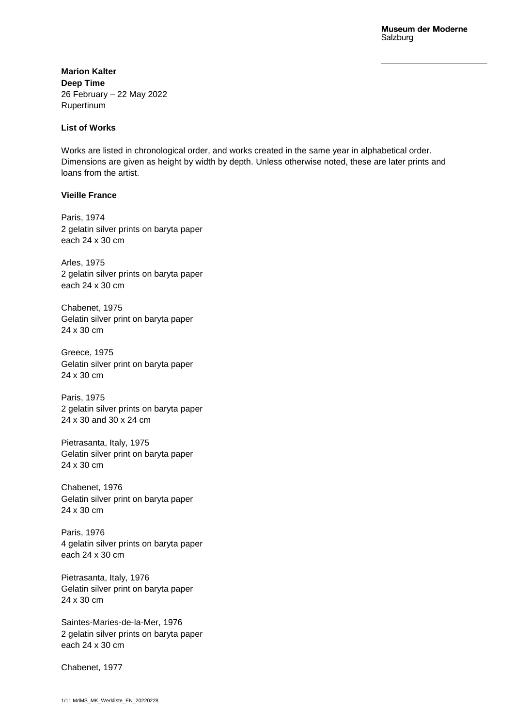**Marion Kalter**
**Deep Time**
26 February – 22 May 2022
Rupertinum

**List of Works**

Works are listed in chronological order, and works created in the same year in alphabetical order. Dimensions are given as height by width by depth. Unless otherwise noted, these are later prints and loans from the artist.

**Vieille France**

Paris, 1974
2 gelatin silver prints on baryta paper
each 24 x 30 cm

Arles, 1975
2 gelatin silver prints on baryta paper
each 24 x 30 cm

Chabenet, 1975
Gelatin silver print on baryta paper
24 x 30 cm

Greece, 1975
Gelatin silver print on baryta paper
24 x 30 cm

Paris, 1975
2 gelatin silver prints on baryta paper
24 x 30 and 30 x 24 cm

Pietrasanta, Italy, 1975
Gelatin silver print on baryta paper
24 x 30 cm

Chabenet, 1976
Gelatin silver print on baryta paper
24 x 30 cm

Paris, 1976
4 gelatin silver prints on baryta paper
each 24 x 30 cm

Pietrasanta, Italy, 1976
Gelatin silver print on baryta paper
24 x 30 cm

Saintes-Maries-de-la-Mer, 1976
2 gelatin silver prints on baryta paper
each 24 x 30 cm

Chabenet, 1977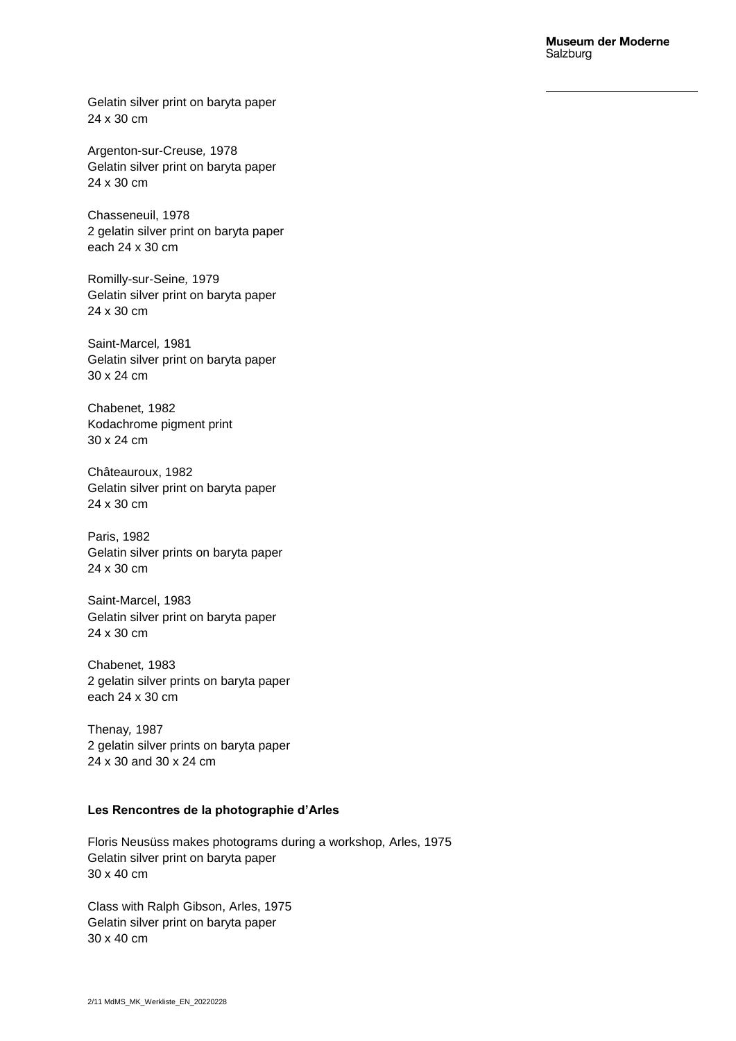Gelatin silver print on baryta paper
24 x 30 cm

Argenton-sur-Creuse, 1978
Gelatin silver print on baryta paper
24 x 30 cm

Chasseneuil, 1978
2 gelatin silver print on baryta paper
each 24 x 30 cm

Romilly-sur-Seine, 1979
Gelatin silver print on baryta paper
24 x 30 cm

Saint-Marcel, 1981
Gelatin silver print on baryta paper
30 x 24 cm

Chabenet, 1982
Kodachrome pigment print
30 x 24 cm

Châteauroux, 1982
Gelatin silver print on baryta paper
24 x 30 cm

Paris, 1982
Gelatin silver prints on baryta paper
24 x 30 cm

Saint-Marcel, 1983
Gelatin silver print on baryta paper
24 x 30 cm

Chabenet, 1983
2 gelatin silver prints on baryta paper
each 24 x 30 cm

Thenay, 1987
2 gelatin silver prints on baryta paper
24 x 30 and 30 x 24 cm

**Les Rencontres de la photographie d'Arles**

Floris Neusüss makes photograms during a workshop, Arles, 1975
Gelatin silver print on baryta paper
30 x 40 cm

Class with Ralph Gibson, Arles, 1975
Gelatin silver print on baryta paper
30 x 40 cm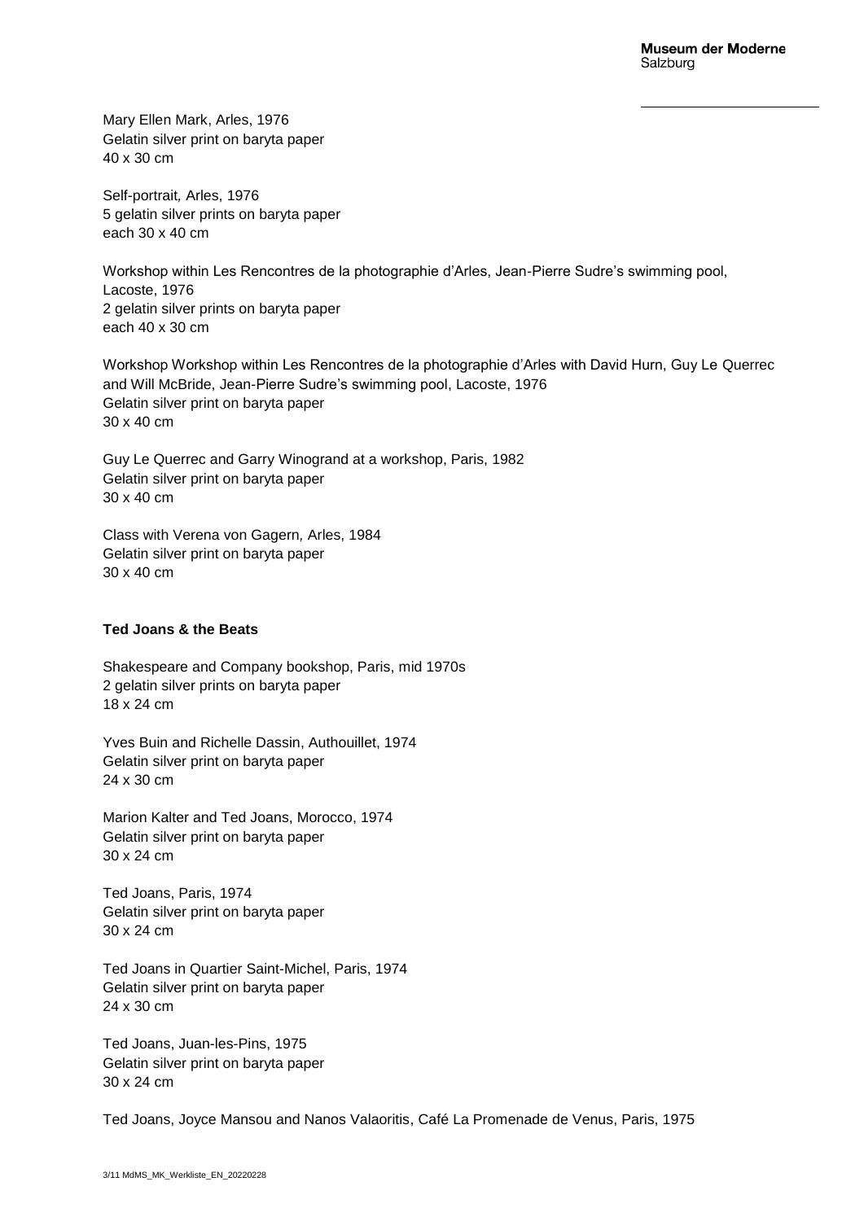Mary Ellen Mark, Arles, 1976
Gelatin silver print on baryta paper
40 x 30 cm

Self-portrait, Arles, 1976
5 gelatin silver prints on baryta paper
each 30 x 40 cm

Workshop within Les Rencontres de la photographie d'Arles, Jean-Pierre Sudre's swimming pool, Lacoste, 1976
2 gelatin silver prints on baryta paper
each 40 x 30 cm

Workshop Workshop within Les Rencontres de la photographie d'Arles with David Hurn, Guy Le Querrec and Will McBride, Jean-Pierre Sudre's swimming pool, Lacoste, 1976
Gelatin silver print on baryta paper
30 x 40 cm

Guy Le Querrec and Garry Winogrand at a workshop, Paris, 1982
Gelatin silver print on baryta paper
30 x 40 cm

Class with Verena von Gagern, Arles, 1984
Gelatin silver print on baryta paper
30 x 40 cm

**Ted Joans & the Beats**

Shakespeare and Company bookshop, Paris, mid 1970s
2 gelatin silver prints on baryta paper
18 x 24 cm

Yves Buin and Richelle Dassin, Authouillet, 1974
Gelatin silver print on baryta paper
24 x 30 cm

Marion Kalter and Ted Joans, Morocco, 1974
Gelatin silver print on baryta paper
30 x 24 cm

Ted Joans, Paris, 1974
Gelatin silver print on baryta paper
30 x 24 cm

Ted Joans in Quartier Saint-Michel, Paris, 1974
Gelatin silver print on baryta paper
24 x 30 cm

Ted Joans, Juan-les-Pins, 1975
Gelatin silver print on baryta paper
30 x 24 cm

Ted Joans, Joyce Mansou and Nanos Valaoritis, Café La Promenade de Venus, Paris, 1975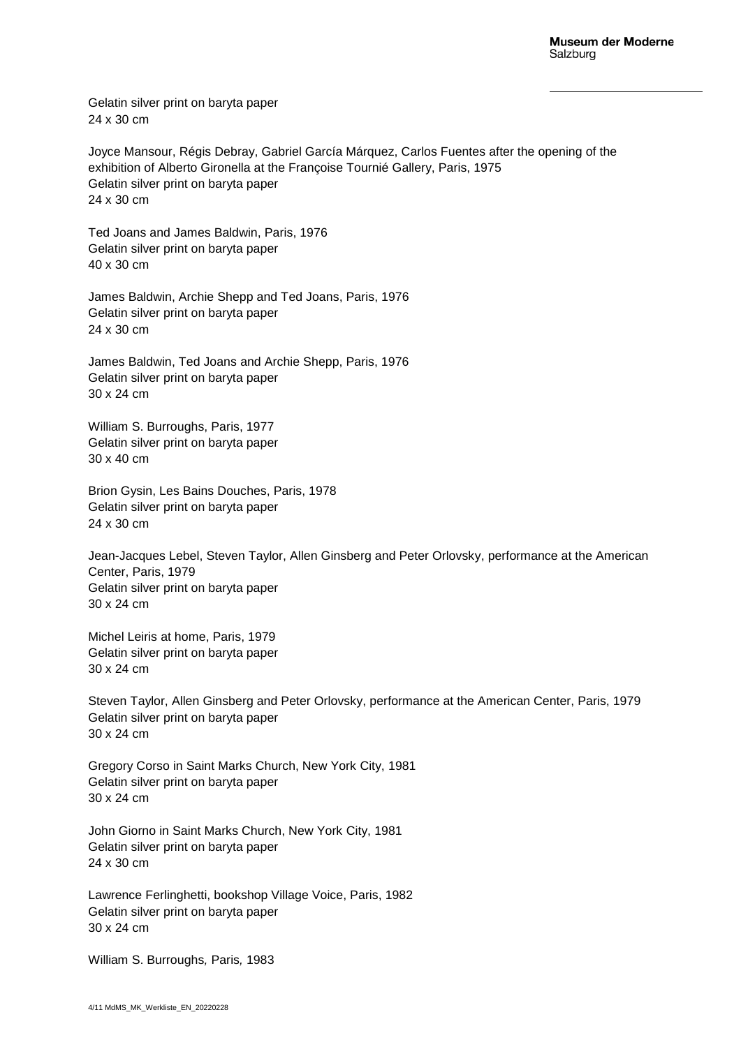Gelatin silver print on baryta paper
24 x 30 cm

Joyce Mansour, Régis Debray, Gabriel García Márquez, Carlos Fuentes after the opening of the exhibition of Alberto Gironella at the Françoise Tournié Gallery, Paris, 1975
Gelatin silver print on baryta paper
24 x 30 cm

Ted Joans and James Baldwin, Paris, 1976
Gelatin silver print on baryta paper
40 x 30 cm

James Baldwin, Archie Shepp and Ted Joans, Paris, 1976
Gelatin silver print on baryta paper
24 x 30 cm

James Baldwin, Ted Joans and Archie Shepp, Paris, 1976
Gelatin silver print on baryta paper
30 x 24 cm

William S. Burroughs, Paris, 1977
Gelatin silver print on baryta paper
30 x 40 cm

Brion Gysin, Les Bains Douches, Paris, 1978
Gelatin silver print on baryta paper
24 x 30 cm

Jean-Jacques Lebel, Steven Taylor, Allen Ginsberg and Peter Orlovsky, performance at the American Center, Paris, 1979
Gelatin silver print on baryta paper
30 x 24 cm

Michel Leiris at home, Paris, 1979
Gelatin silver print on baryta paper
30 x 24 cm

Steven Taylor, Allen Ginsberg and Peter Orlovsky, performance at the American Center, Paris, 1979
Gelatin silver print on baryta paper
30 x 24 cm

Gregory Corso in Saint Marks Church, New York City, 1981
Gelatin silver print on baryta paper
30 x 24 cm

John Giorno in Saint Marks Church, New York City, 1981
Gelatin silver print on baryta paper
24 x 30 cm

Lawrence Ferlinghetti, bookshop Village Voice, Paris, 1982
Gelatin silver print on baryta paper
30 x 24 cm

William S. Burroughs*, Paris,* 1983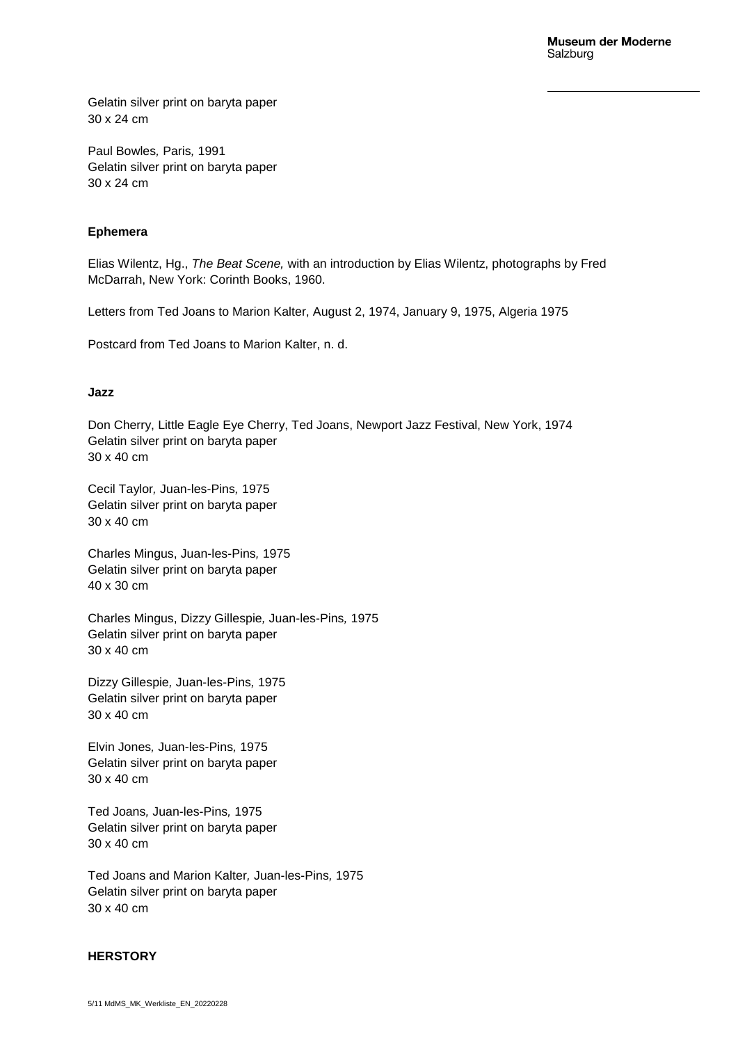Gelatin silver print on baryta paper
30 x 24 cm

Paul Bowles, Paris, 1991
Gelatin silver print on baryta paper
30 x 24 cm

**Ephemera**

Elias Wilentz, Hg., *The Beat Scene,* with an introduction by Elias Wilentz, photographs by Fred McDarrah, New York: Corinth Books, 1960.

Letters from Ted Joans to Marion Kalter, August 2, 1974, January 9, 1975, Algeria 1975

Postcard from Ted Joans to Marion Kalter, n. d.

**Jazz**

Don Cherry, Little Eagle Eye Cherry, Ted Joans, Newport Jazz Festival, New York, 1974
Gelatin silver print on baryta paper
30 x 40 cm

Cecil Taylor, Juan-les-Pins, 1975
Gelatin silver print on baryta paper
30 x 40 cm

Charles Mingus, Juan-les-Pins, 1975
Gelatin silver print on baryta paper
40 x 30 cm

Charles Mingus, Dizzy Gillespie, Juan-les-Pins, 1975
Gelatin silver print on baryta paper
30 x 40 cm

Dizzy Gillespie, Juan-les-Pins, 1975
Gelatin silver print on baryta paper
30 x 40 cm

Elvin Jones, Juan-les-Pins, 1975
Gelatin silver print on baryta paper
30 x 40 cm

Ted Joans, Juan-les-Pins, 1975
Gelatin silver print on baryta paper
30 x 40 cm

Ted Joans and Marion Kalter, Juan-les-Pins, 1975
Gelatin silver print on baryta paper
30 x 40 cm

**HERSTORY**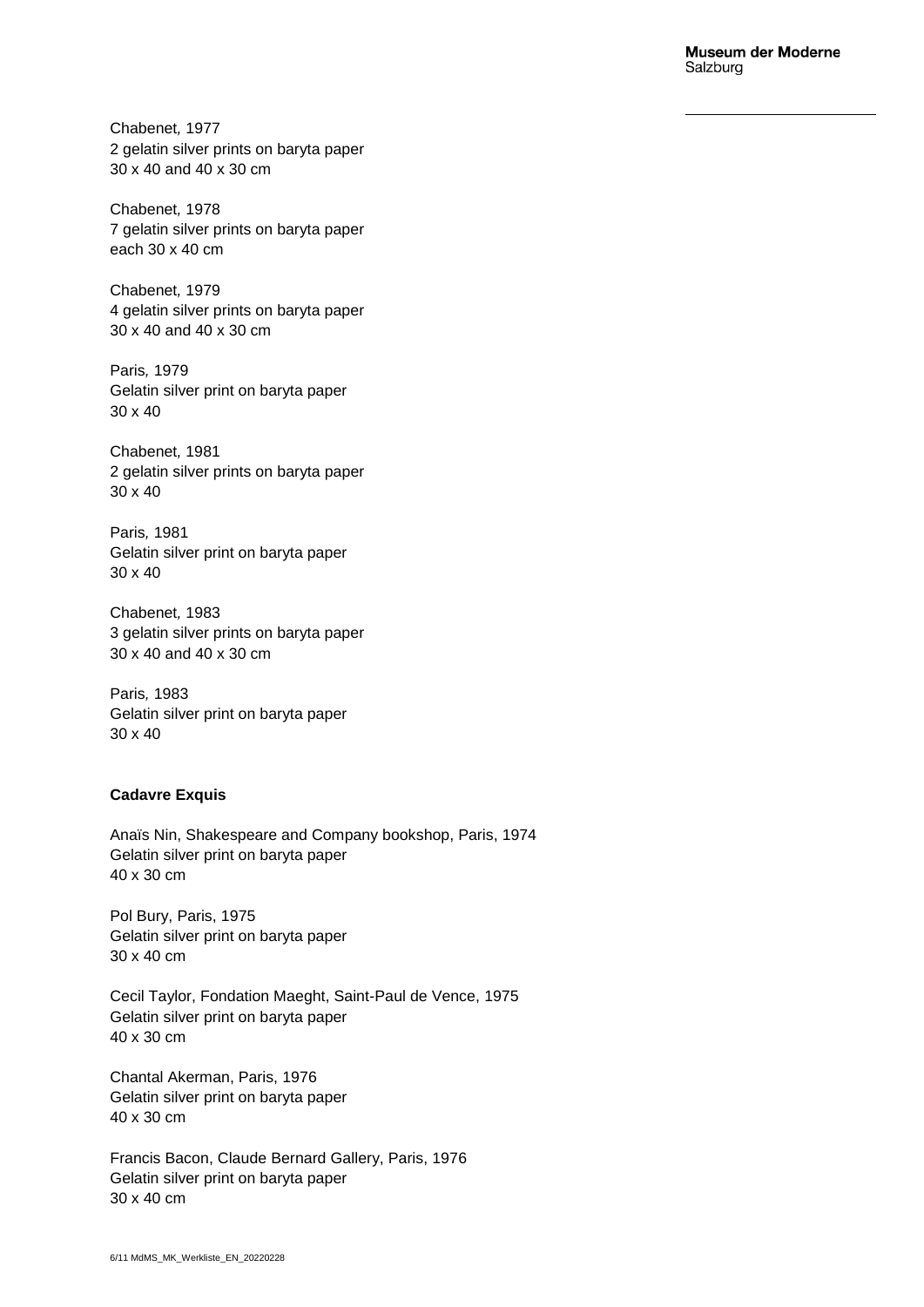Chabenet, 1977
2 gelatin silver prints on baryta paper
30 x 40 and 40 x 30 cm

Chabenet, 1978
7 gelatin silver prints on baryta paper
each 30 x 40 cm

Chabenet, 1979
4 gelatin silver prints on baryta paper
30 x 40 and 40 x 30 cm

Paris, 1979
Gelatin silver print on baryta paper
30 x 40

Chabenet, 1981
2 gelatin silver prints on baryta paper
30 x 40

Paris, 1981
Gelatin silver print on baryta paper
30 x 40

Chabenet, 1983
3 gelatin silver prints on baryta paper
30 x 40 and 40 x 30 cm

Paris, 1983
Gelatin silver print on baryta paper
30 x 40

**Cadavre Exquis**

Anaïs Nin, Shakespeare and Company bookshop, Paris, 1974
Gelatin silver print on baryta paper
40 x 30 cm

Pol Bury, Paris, 1975
Gelatin silver print on baryta paper
30 x 40 cm

Cecil Taylor, Fondation Maeght, Saint-Paul de Vence, 1975
Gelatin silver print on baryta paper
40 x 30 cm

Chantal Akerman, Paris, 1976
Gelatin silver print on baryta paper
40 x 30 cm

Francis Bacon, Claude Bernard Gallery, Paris, 1976
Gelatin silver print on baryta paper
30 x 40 cm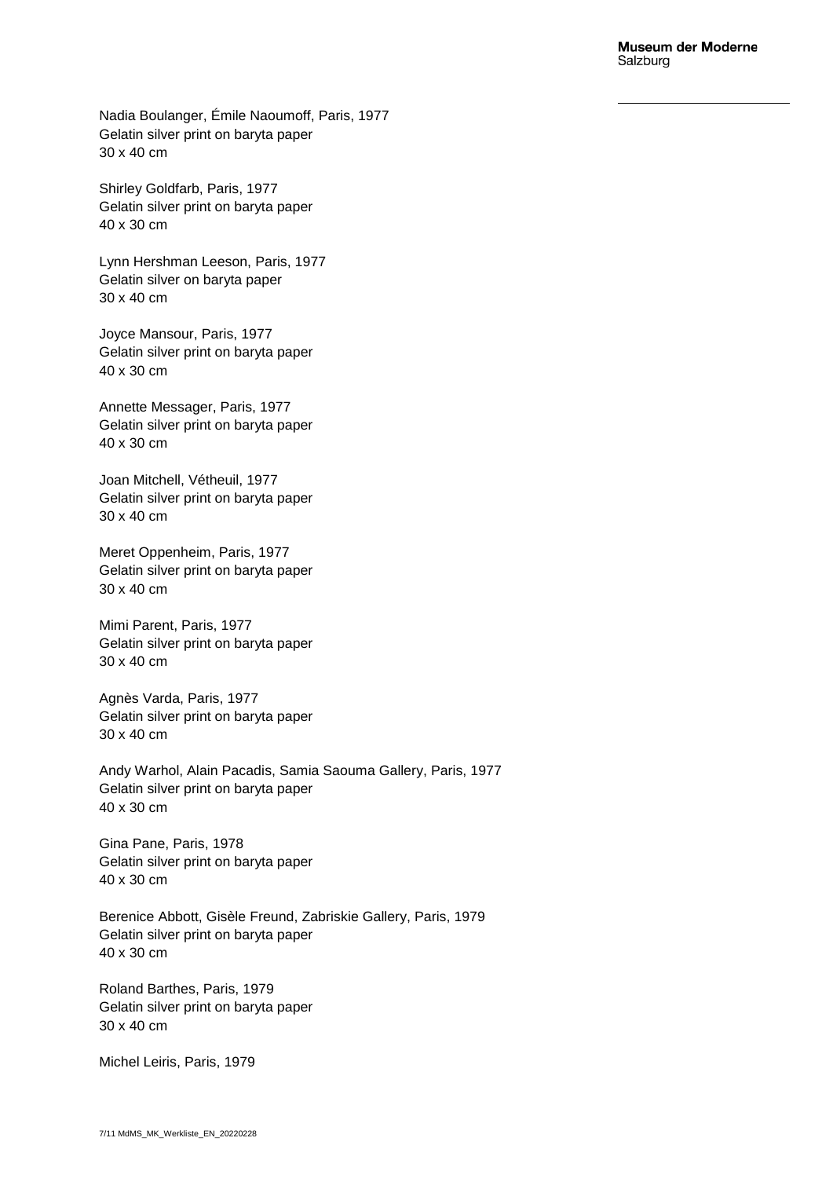Nadia Boulanger, Émile Naoumoff, Paris, 1977
Gelatin silver print on baryta paper
30 x 40 cm

Shirley Goldfarb, Paris, 1977
Gelatin silver print on baryta paper
40 x 30 cm

Lynn Hershman Leeson, Paris, 1977
Gelatin silver on baryta paper
30 x 40 cm

Joyce Mansour, Paris, 1977
Gelatin silver print on baryta paper
40 x 30 cm

Annette Messager, Paris, 1977
Gelatin silver print on baryta paper
40 x 30 cm

Joan Mitchell, Vétheuil, 1977
Gelatin silver print on baryta paper
30 x 40 cm

Meret Oppenheim, Paris, 1977
Gelatin silver print on baryta paper
30 x 40 cm

Mimi Parent, Paris, 1977
Gelatin silver print on baryta paper
30 x 40 cm

Agnès Varda, Paris, 1977
Gelatin silver print on baryta paper
30 x 40 cm

Andy Warhol, Alain Pacadis, Samia Saouma Gallery, Paris, 1977
Gelatin silver print on baryta paper
40 x 30 cm

Gina Pane, Paris, 1978
Gelatin silver print on baryta paper
40 x 30 cm

Berenice Abbott, Gisèle Freund, Zabriskie Gallery, Paris, 1979
Gelatin silver print on baryta paper
40 x 30 cm

Roland Barthes, Paris, 1979
Gelatin silver print on baryta paper
30 x 40 cm

Michel Leiris, Paris, 1979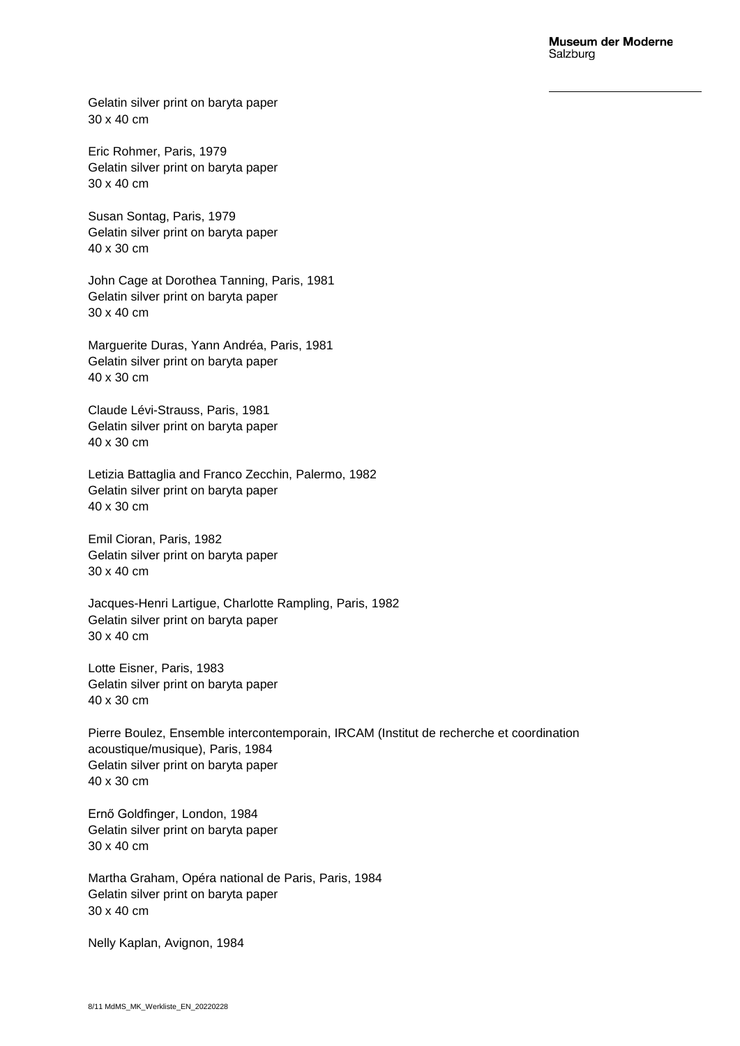Gelatin silver print on baryta paper
30 x 40 cm

Eric Rohmer, Paris, 1979
Gelatin silver print on baryta paper
30 x 40 cm

Susan Sontag, Paris, 1979
Gelatin silver print on baryta paper
40 x 30 cm

John Cage at Dorothea Tanning, Paris, 1981
Gelatin silver print on baryta paper
30 x 40 cm

Marguerite Duras, Yann Andréa, Paris, 1981
Gelatin silver print on baryta paper
40 x 30 cm

Claude Lévi-Strauss, Paris, 1981
Gelatin silver print on baryta paper
40 x 30 cm

Letizia Battaglia and Franco Zecchin, Palermo, 1982
Gelatin silver print on baryta paper
40 x 30 cm

Emil Cioran, Paris, 1982
Gelatin silver print on baryta paper
30 x 40 cm

Jacques-Henri Lartigue, Charlotte Rampling, Paris, 1982
Gelatin silver print on baryta paper
30 x 40 cm

Lotte Eisner, Paris, 1983
Gelatin silver print on baryta paper
40 x 30 cm

Pierre Boulez, Ensemble intercontemporain, IRCAM (Institut de recherche et coordination acoustique/musique), Paris, 1984
Gelatin silver print on baryta paper
40 x 30 cm

Ernő Goldfinger, London, 1984
Gelatin silver print on baryta paper
30 x 40 cm

Martha Graham, Opéra national de Paris, Paris, 1984
Gelatin silver print on baryta paper
30 x 40 cm

Nelly Kaplan, Avignon, 1984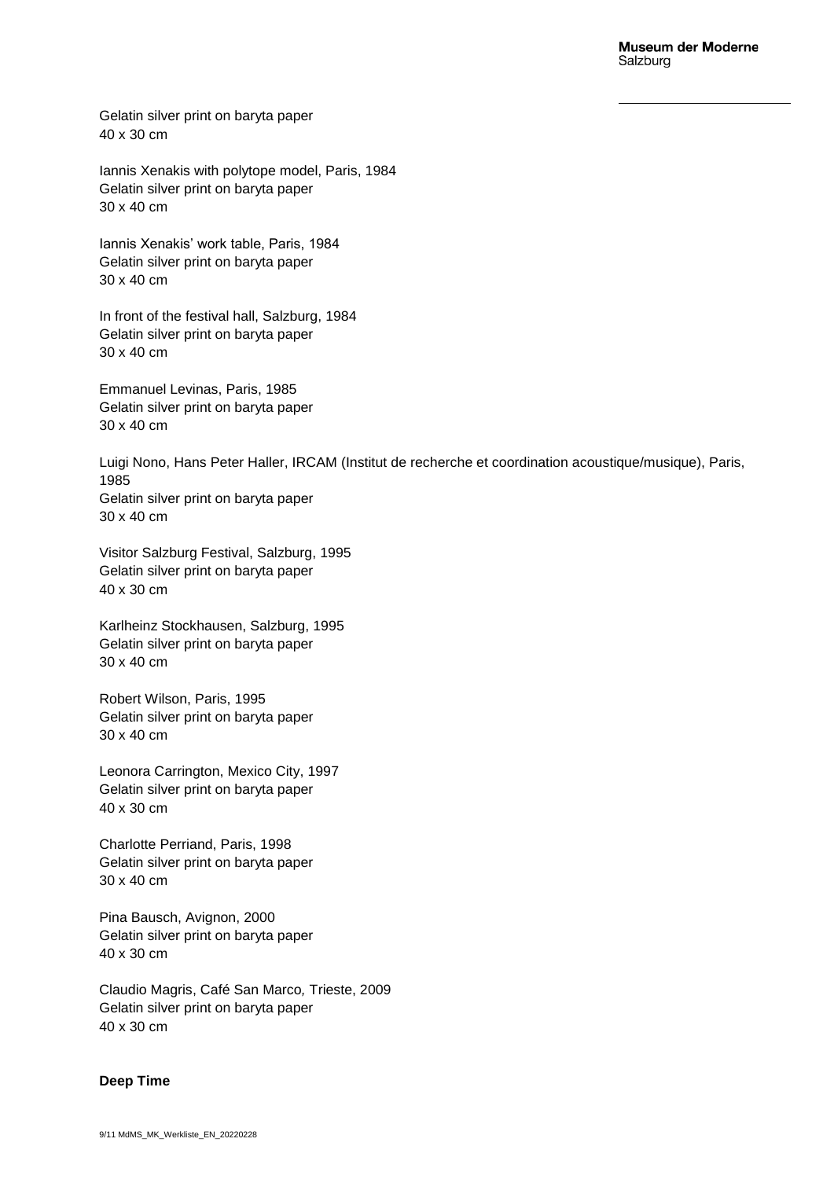Gelatin silver print on baryta paper
40 x 30 cm

Iannis Xenakis with polytope model, Paris, 1984
Gelatin silver print on baryta paper
30 x 40 cm

Iannis Xenakis' work table, Paris, 1984
Gelatin silver print on baryta paper
30 x 40 cm

In front of the festival hall, Salzburg, 1984
Gelatin silver print on baryta paper
30 x 40 cm

Emmanuel Levinas, Paris, 1985
Gelatin silver print on baryta paper
30 x 40 cm

Luigi Nono, Hans Peter Haller, IRCAM (Institut de recherche et coordination acoustique/musique), Paris, 1985
Gelatin silver print on baryta paper
30 x 40 cm

Visitor Salzburg Festival, Salzburg, 1995
Gelatin silver print on baryta paper
40 x 30 cm

Karlheinz Stockhausen, Salzburg, 1995
Gelatin silver print on baryta paper
30 x 40 cm

Robert Wilson, Paris, 1995
Gelatin silver print on baryta paper
30 x 40 cm

Leonora Carrington, Mexico City, 1997
Gelatin silver print on baryta paper
40 x 30 cm

Charlotte Perriand, Paris, 1998
Gelatin silver print on baryta paper
30 x 40 cm

Pina Bausch, Avignon, 2000
Gelatin silver print on baryta paper
40 x 30 cm

Claudio Magris, Café San Marco*,* Trieste, 2009
Gelatin silver print on baryta paper
40 x 30 cm

**Deep Time**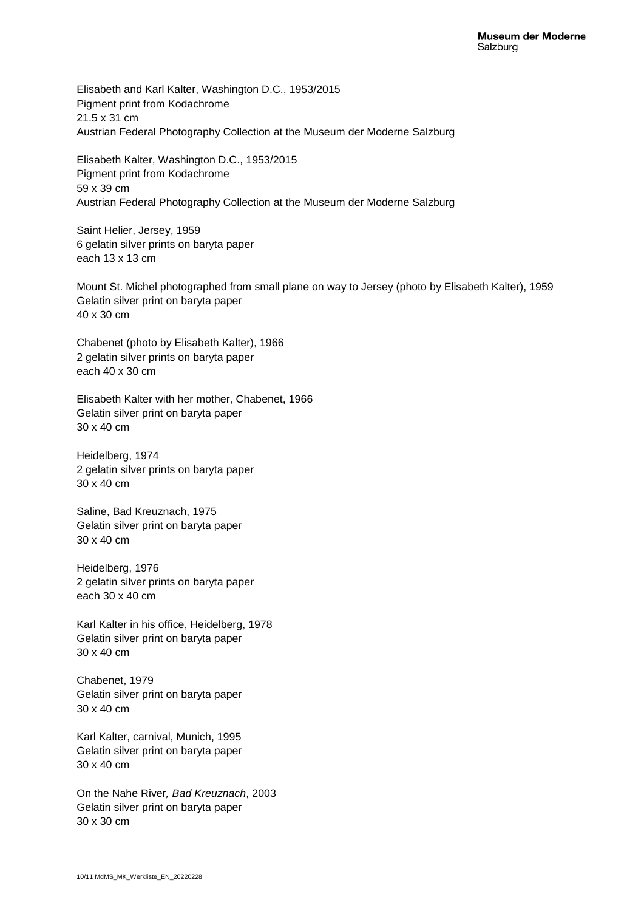Elisabeth and Karl Kalter, Washington D.C., 1953/2015
Pigment print from Kodachrome
21.5 x 31 cm
Austrian Federal Photography Collection at the Museum der Moderne Salzburg

Elisabeth Kalter, Washington D.C., 1953/2015
Pigment print from Kodachrome
59 x 39 cm
Austrian Federal Photography Collection at the Museum der Moderne Salzburg

Saint Helier, Jersey, 1959
6 gelatin silver prints on baryta paper
each 13 x 13 cm

Mount St. Michel photographed from small plane on way to Jersey (photo by Elisabeth Kalter), 1959
Gelatin silver print on baryta paper
40 x 30 cm

Chabenet (photo by Elisabeth Kalter), 1966
2 gelatin silver prints on baryta paper
each 40 x 30 cm

Elisabeth Kalter with her mother, Chabenet, 1966
Gelatin silver print on baryta paper
30 x 40 cm

Heidelberg, 1974
2 gelatin silver prints on baryta paper
30 x 40 cm

Saline, Bad Kreuznach, 1975
Gelatin silver print on baryta paper
30 x 40 cm

Heidelberg, 1976
2 gelatin silver prints on baryta paper
each 30 x 40 cm

Karl Kalter in his office, Heidelberg, 1978
Gelatin silver print on baryta paper
30 x 40 cm

Chabenet, 1979
Gelatin silver print on baryta paper
30 x 40 cm

Karl Kalter, carnival, Munich, 1995
Gelatin silver print on baryta paper
30 x 40 cm

On the Nahe River*, Bad Kreuznach*, 2003
Gelatin silver print on baryta paper
30 x 30 cm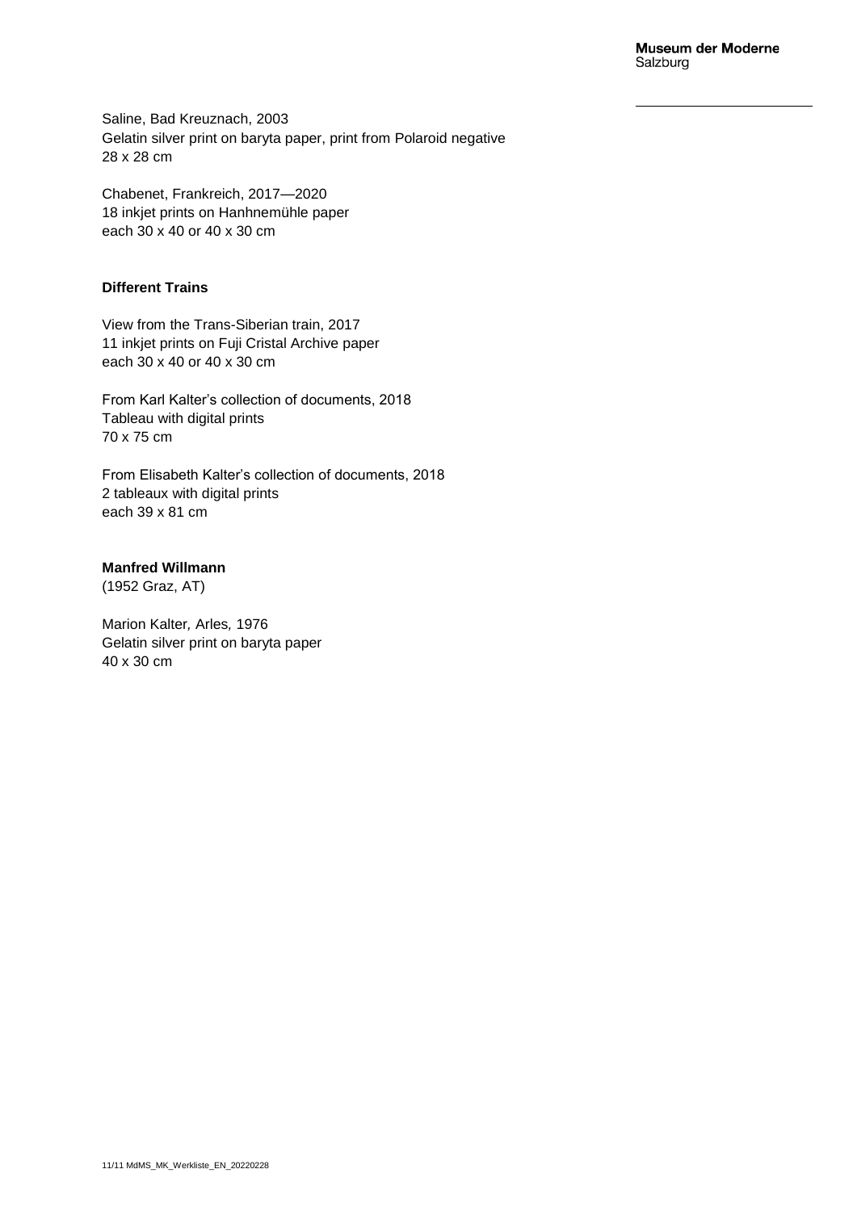Saline, Bad Kreuznach, 2003
Gelatin silver print on baryta paper, print from Polaroid negative
28 x 28 cm

Chabenet, Frankreich, 2017—2020
18 inkjet prints on Hanhnemühle paper
each 30 x 40 or 40 x 30 cm

**Different Trains**

View from the Trans-Siberian train, 2017
11 inkjet prints on Fuji Cristal Archive paper
each 30 x 40 or 40 x 30 cm

From Karl Kalter's collection of documents, 2018
Tableau with digital prints
70 x 75 cm

From Elisabeth Kalter's collection of documents, 2018
2 tableaux with digital prints
each 39 x 81 cm

**Manfred Willmann**
(1952 Graz, AT)

Marion Kalter*,* Arles*,* 1976
Gelatin silver print on baryta paper
40 x 30 cm